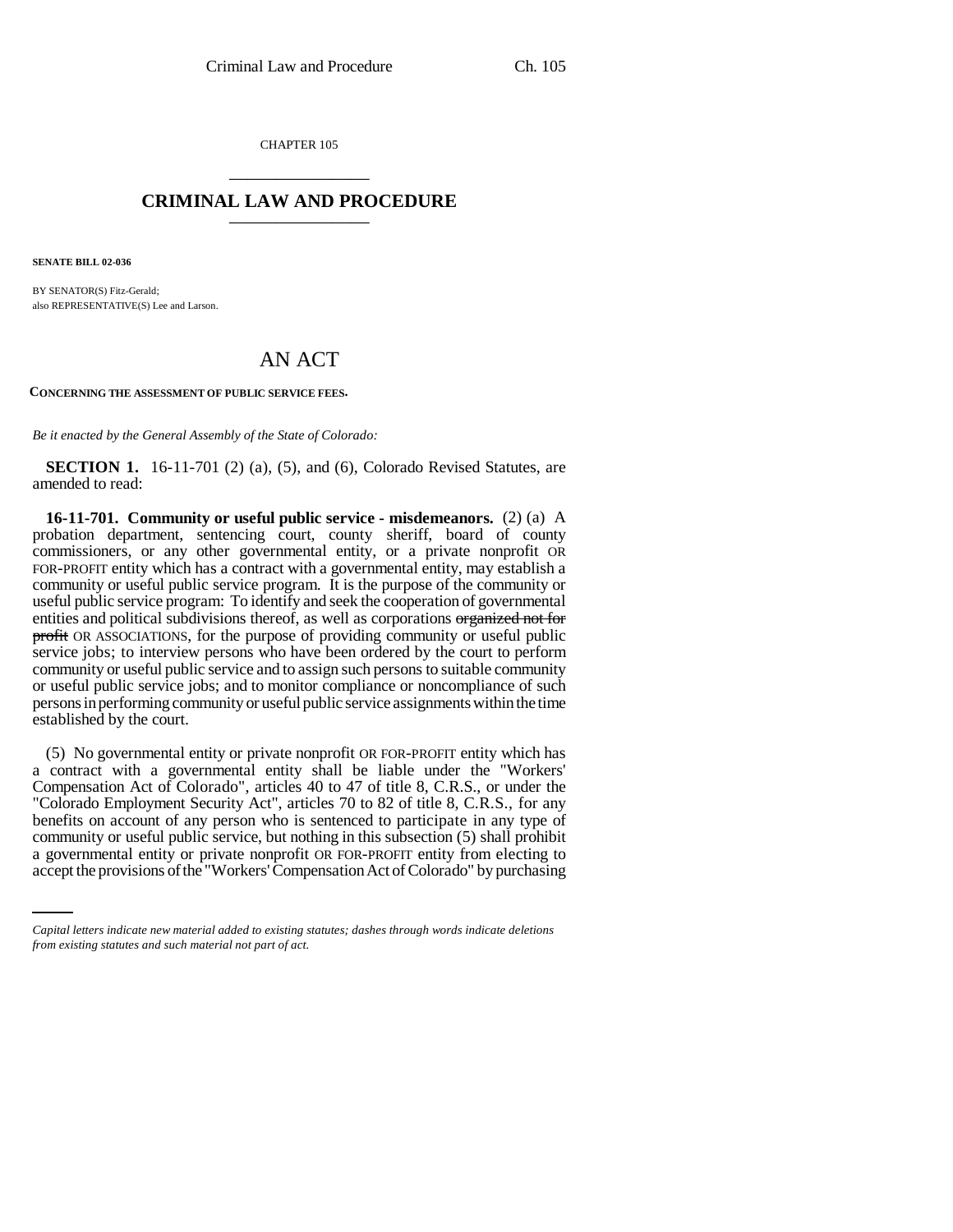CHAPTER 105

# CRIMINAL LAW AND PROCEDURE

**SENATE BILL 02-036**

BY SENATOR(S) Fitz-Gerald;
also REPRESENTATIVE(S) Lee and Larson.

# AN ACT

**CONCERNING THE ASSESSMENT OF PUBLIC SERVICE FEES.**

*Be it enacted by the General Assembly of the State of Colorado:*

**SECTION 1.** 16-11-701 (2) (a), (5), and (6), Colorado Revised Statutes, are amended to read:

**16-11-701. Community or useful public service - misdemeanors.** (2) (a) A probation department, sentencing court, county sheriff, board of county commissioners, or any other governmental entity, or a private nonprofit OR FOR-PROFIT entity which has a contract with a governmental entity, may establish a community or useful public service program. It is the purpose of the community or useful public service program: To identify and seek the cooperation of governmental entities and political subdivisions thereof, as well as corporations ~~organized not for profit~~ OR ASSOCIATIONS, for the purpose of providing community or useful public service jobs; to interview persons who have been ordered by the court to perform community or useful public service and to assign such persons to suitable community or useful public service jobs; and to monitor compliance or noncompliance of such persons in performing community or useful public service assignments within the time established by the court.

(5) No governmental entity or private nonprofit OR FOR-PROFIT entity which has a contract with a governmental entity shall be liable under the "Workers' Compensation Act of Colorado", articles 40 to 47 of title 8, C.R.S., or under the "Colorado Employment Security Act", articles 70 to 82 of title 8, C.R.S., for any benefits on account of any person who is sentenced to participate in any type of community or useful public service, but nothing in this subsection (5) shall prohibit a governmental entity or private nonprofit OR FOR-PROFIT entity from electing to accept the provisions of the "Workers' Compensation Act of Colorado" by purchasing

*Capital letters indicate new material added to existing statutes; dashes through words indicate deletions from existing statutes and such material not part of act.*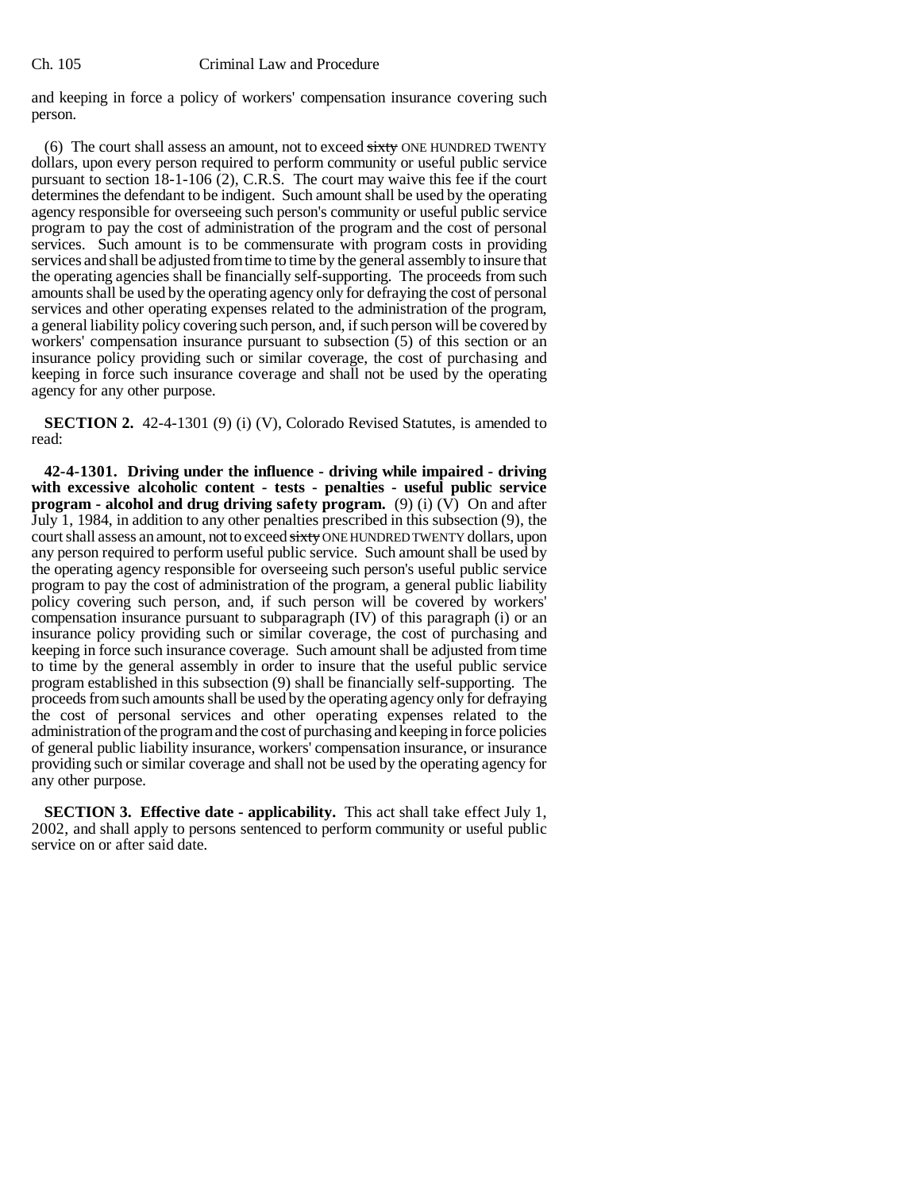and keeping in force a policy of workers' compensation insurance covering such person.

(6) The court shall assess an amount, not to exceed ~~sixty~~ ONE HUNDRED TWENTY dollars, upon every person required to perform community or useful public service pursuant to section 18-1-106 (2), C.R.S. The court may waive this fee if the court determines the defendant to be indigent. Such amount shall be used by the operating agency responsible for overseeing such person's community or useful public service program to pay the cost of administration of the program and the cost of personal services. Such amount is to be commensurate with program costs in providing services and shall be adjusted from time to time by the general assembly to insure that the operating agencies shall be financially self-supporting. The proceeds from such amounts shall be used by the operating agency only for defraying the cost of personal services and other operating expenses related to the administration of the program, a general liability policy covering such person, and, if such person will be covered by workers' compensation insurance pursuant to subsection (5) of this section or an insurance policy providing such or similar coverage, the cost of purchasing and keeping in force such insurance coverage and shall not be used by the operating agency for any other purpose.

**SECTION 2.** 42-4-1301 (9) (i) (V), Colorado Revised Statutes, is amended to read:

**42-4-1301. Driving under the influence - driving while impaired - driving with excessive alcoholic content - tests - penalties - useful public service program - alcohol and drug driving safety program.** (9) (i) (V) On and after July 1, 1984, in addition to any other penalties prescribed in this subsection (9), the court shall assess an amount, not to exceed ~~sixty~~ ONE HUNDRED TWENTY dollars, upon any person required to perform useful public service. Such amount shall be used by the operating agency responsible for overseeing such person's useful public service program to pay the cost of administration of the program, a general public liability policy covering such person, and, if such person will be covered by workers' compensation insurance pursuant to subparagraph (IV) of this paragraph (i) or an insurance policy providing such or similar coverage, the cost of purchasing and keeping in force such insurance coverage. Such amount shall be adjusted from time to time by the general assembly in order to insure that the useful public service program established in this subsection (9) shall be financially self-supporting. The proceeds from such amounts shall be used by the operating agency only for defraying the cost of personal services and other operating expenses related to the administration of the program and the cost of purchasing and keeping in force policies of general public liability insurance, workers' compensation insurance, or insurance providing such or similar coverage and shall not be used by the operating agency for any other purpose.

**SECTION 3. Effective date - applicability.** This act shall take effect July 1, 2002, and shall apply to persons sentenced to perform community or useful public service on or after said date.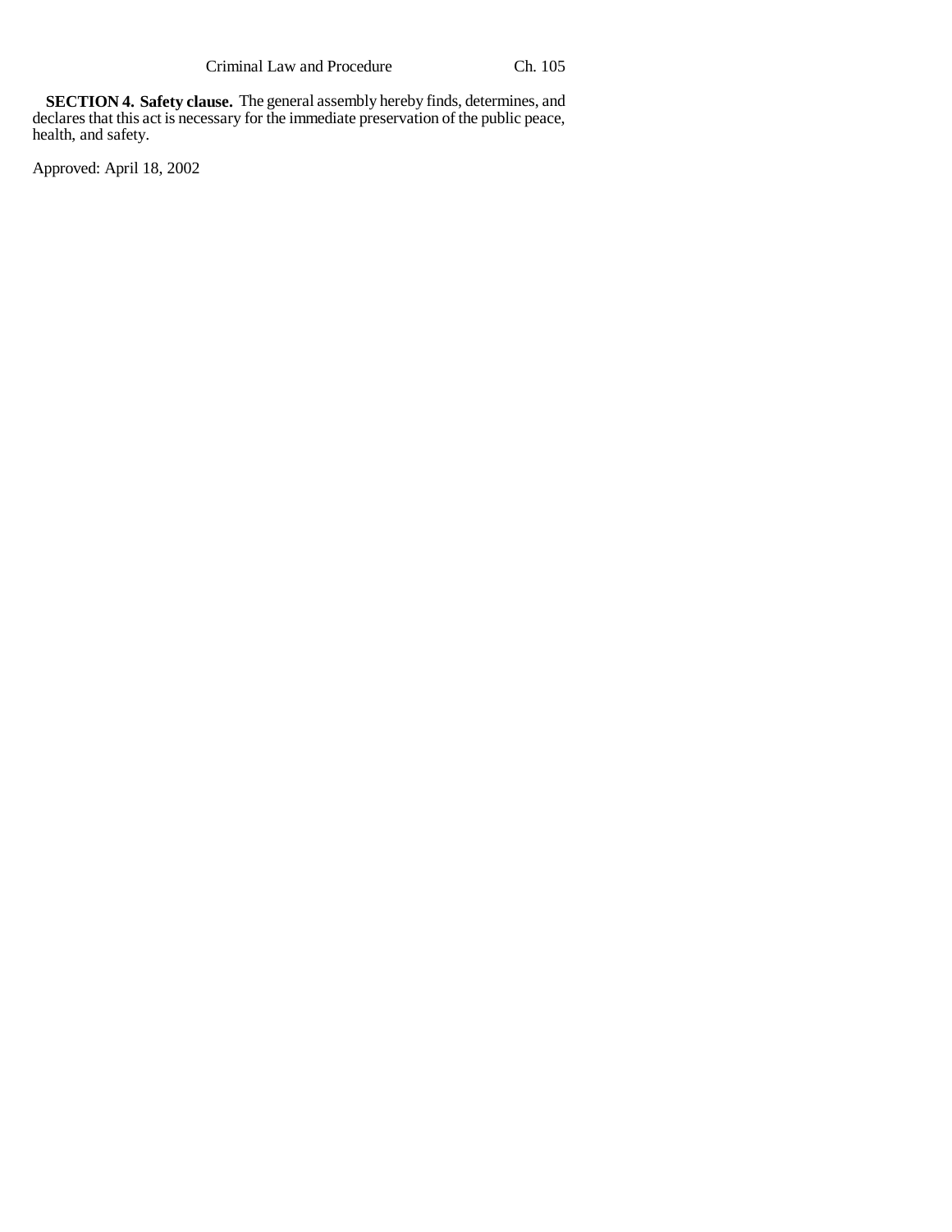**SECTION 4. Safety clause.** The general assembly hereby finds, determines, and declares that this act is necessary for the immediate preservation of the public peace, health, and safety.

Approved: April 18, 2002